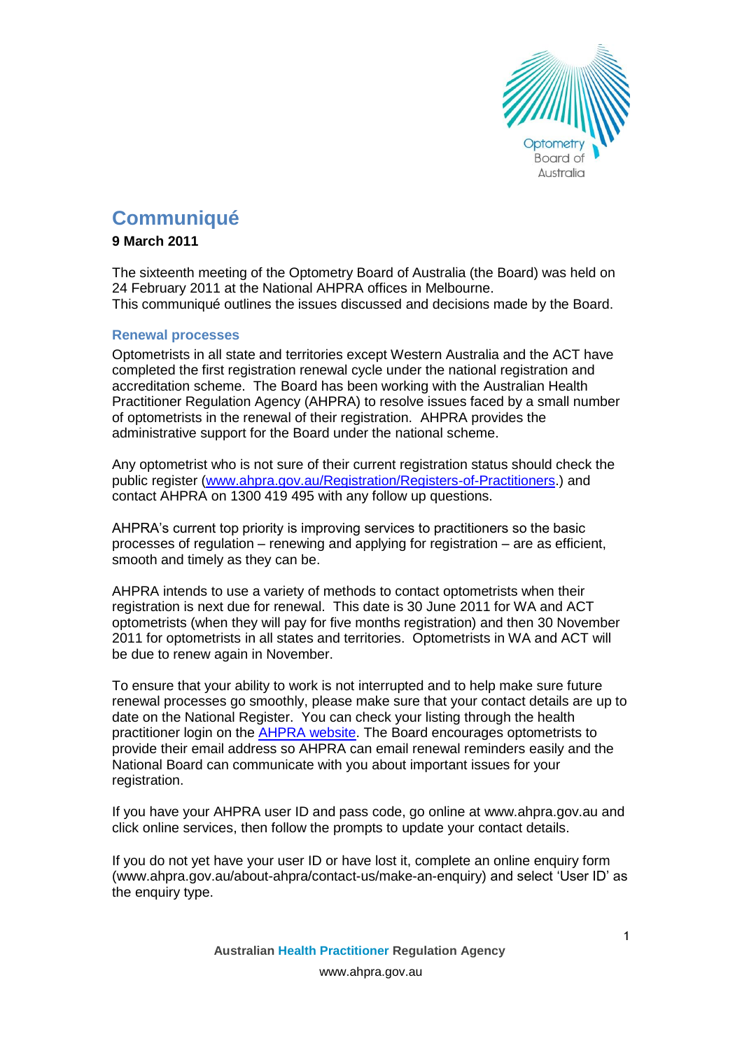# Communiqué

**9 March 2011**

The sixteenth meeting of the Optometry Board of Australia (the Board) was held on 24 February 2011 at the National AHPRA offices in Melbourne.
This communiqué outlines the issues discussed and decisions made by the Board.

## Renewal processes

Optometrists in all state and territories except Western Australia and the ACT have completed the first registration renewal cycle under the national registration and accreditation scheme. The Board has been working with the Australian Health Practitioner Regulation Agency (AHPRA) to resolve issues faced by a small number of optometrists in the renewal of their registration. AHPRA provides the administrative support for the Board under the national scheme.

Any optometrist who is not sure of their current registration status should check the public register ([www.ahpra.gov.au/Registration/Registers-of-Practitioners](www.ahpra.gov.au/Registration/Registers-of-Practitioners).) and contact AHPRA on 1300 419 495 with any follow up questions.

AHPRA's current top priority is improving services to practitioners so the basic processes of regulation – renewing and applying for registration – are as efficient, smooth and timely as they can be.

AHPRA intends to use a variety of methods to contact optometrists when their registration is next due for renewal. This date is 30 June 2011 for WA and ACT optometrists (when they will pay for five months registration) and then 30 November 2011 for optometrists in all states and territories. Optometrists in WA and ACT will be due to renew again in November.

To ensure that your ability to work is not interrupted and to help make sure future renewal processes go smoothly, please make sure that your contact details are up to date on the National Register. You can check your listing through the health practitioner login on the [AHPRA website](www.ahpra.gov.au). The Board encourages optometrists to provide their email address so AHPRA can email renewal reminders easily and the National Board can communicate with you about important issues for your registration.

If you have your AHPRA user ID and pass code, go online at www.ahpra.gov.au and click online services, then follow the prompts to update your contact details.

If you do not yet have your user ID or have lost it, complete an online enquiry form (www.ahpra.gov.au/about-ahpra/contact-us/make-an-enquiry) and select 'User ID' as the enquiry type.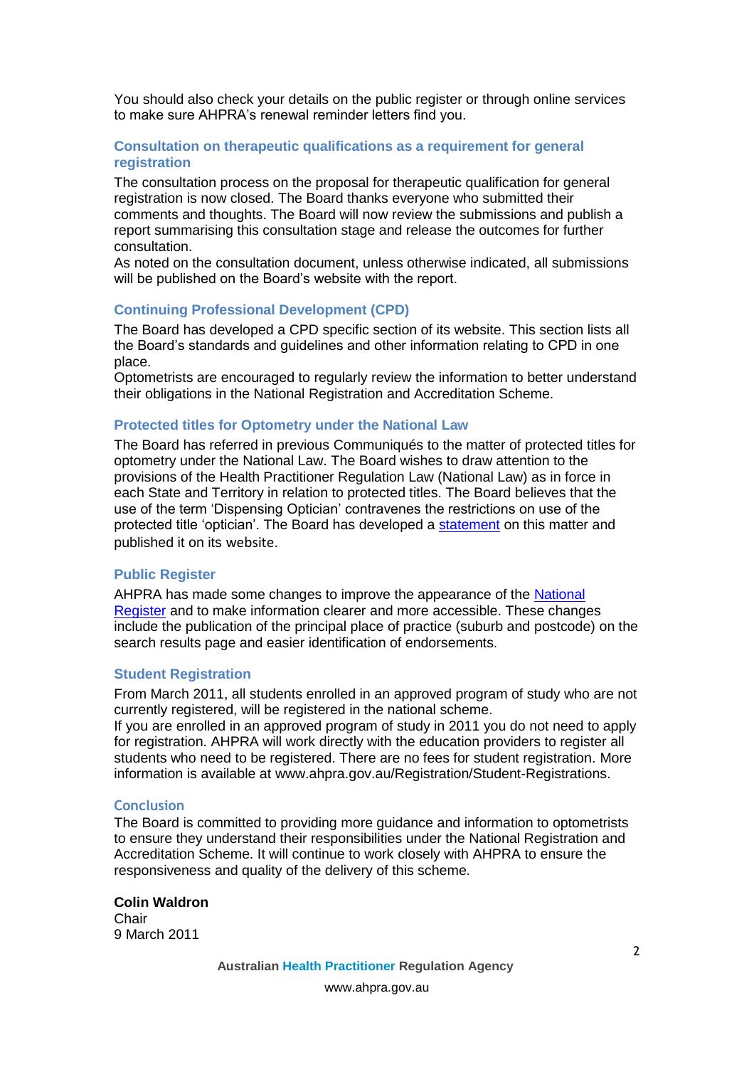You should also check your details on the public register or through online services to make sure AHPRA's renewal reminder letters find you.

### Consultation on therapeutic qualifications as a requirement for general registration

The consultation process on the proposal for therapeutic qualification for general registration is now closed. The Board thanks everyone who submitted their comments and thoughts. The Board will now review the submissions and publish a report summarising this consultation stage and release the outcomes for further consultation.

As noted on the consultation document, unless otherwise indicated, all submissions will be published on the Board's website with the report.

### Continuing Professional Development (CPD)

The Board has developed a CPD specific section of its website. This section lists all the Board's standards and guidelines and other information relating to CPD in one place.

Optometrists are encouraged to regularly review the information to better understand their obligations in the National Registration and Accreditation Scheme.

### Protected titles for Optometry under the National Law

The Board has referred in previous Communiqués to the matter of protected titles for optometry under the National Law. The Board wishes to draw attention to the provisions of the Health Practitioner Regulation Law (National Law) as in force in each State and Territory in relation to protected titles. The Board believes that the use of the term 'Dispensing Optician' contravenes the restrictions on use of the protected title 'optician'. The Board has developed a statement on this matter and published it on its website.

### Public Register

AHPRA has made some changes to improve the appearance of the National Register and to make information clearer and more accessible. These changes include the publication of the principal place of practice (suburb and postcode) on the search results page and easier identification of endorsements.

### Student Registration

From March 2011, all students enrolled in an approved program of study who are not currently registered, will be registered in the national scheme.

If you are enrolled in an approved program of study in 2011 you do not need to apply for registration. AHPRA will work directly with the education providers to register all students who need to be registered. There are no fees for student registration. More information is available at www.ahpra.gov.au/Registration/Student-Registrations.

### Conclusion

The Board is committed to providing more guidance and information to optometrists to ensure they understand their responsibilities under the National Registration and Accreditation Scheme. It will continue to work closely with AHPRA to ensure the responsiveness and quality of the delivery of this scheme.

**Colin Waldron**
Chair
9 March 2011